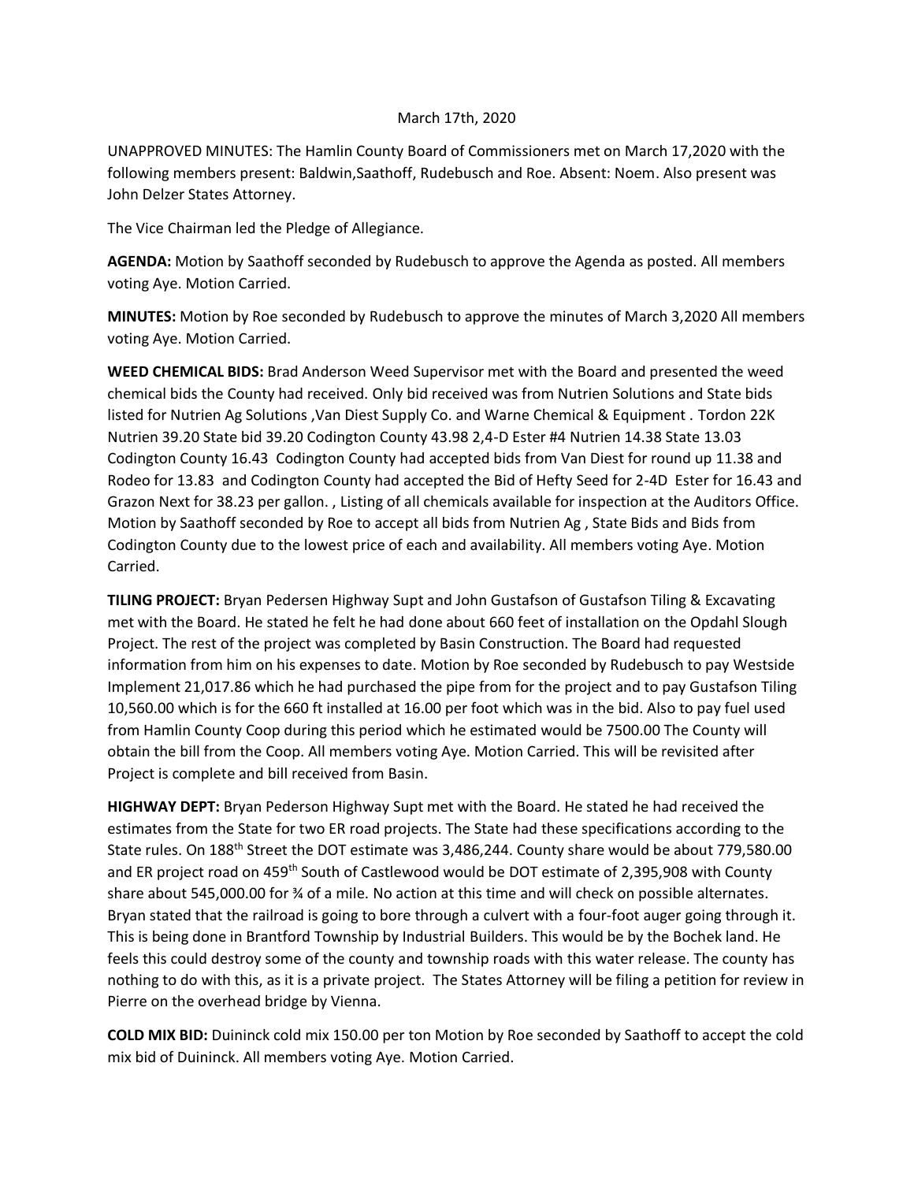March 17th, 2020

UNAPPROVED MINUTES: The Hamlin County Board of Commissioners met on March 17,2020 with the following members present: Baldwin,Saathoff, Rudebusch and Roe. Absent: Noem. Also present was John Delzer States Attorney.

The Vice Chairman led the Pledge of Allegiance.

**AGENDA:** Motion by Saathoff seconded by Rudebusch to approve the Agenda as posted. All members voting Aye. Motion Carried.

**MINUTES:** Motion by Roe seconded by Rudebusch to approve the minutes of March 3,2020 All members voting Aye. Motion Carried.

**WEED CHEMICAL BIDS:** Brad Anderson Weed Supervisor met with the Board and presented the weed chemical bids the County had received. Only bid received was from Nutrien Solutions and State bids listed for Nutrien Ag Solutions ,Van Diest Supply Co. and Warne Chemical & Equipment . Tordon 22K Nutrien 39.20 State bid 39.20 Codington County 43.98 2,4-D Ester #4 Nutrien 14.38 State 13.03 Codington County 16.43 Codington County had accepted bids from Van Diest for round up 11.38 and Rodeo for 13.83 and Codington County had accepted the Bid of Hefty Seed for 2-4D Ester for 16.43 and Grazon Next for 38.23 per gallon. , Listing of all chemicals available for inspection at the Auditors Office. Motion by Saathoff seconded by Roe to accept all bids from Nutrien Ag , State Bids and Bids from Codington County due to the lowest price of each and availability. All members voting Aye. Motion Carried.

**TILING PROJECT:** Bryan Pedersen Highway Supt and John Gustafson of Gustafson Tiling & Excavating met with the Board. He stated he felt he had done about 660 feet of installation on the Opdahl Slough Project. The rest of the project was completed by Basin Construction. The Board had requested information from him on his expenses to date. Motion by Roe seconded by Rudebusch to pay Westside Implement 21,017.86 which he had purchased the pipe from for the project and to pay Gustafson Tiling 10,560.00 which is for the 660 ft installed at 16.00 per foot which was in the bid. Also to pay fuel used from Hamlin County Coop during this period which he estimated would be 7500.00 The County will obtain the bill from the Coop. All members voting Aye. Motion Carried. This will be revisited after Project is complete and bill received from Basin.

**HIGHWAY DEPT:** Bryan Pederson Highway Supt met with the Board. He stated he had received the estimates from the State for two ER road projects. The State had these specifications according to the State rules. On 188th Street the DOT estimate was 3,486,244. County share would be about 779,580.00 and ER project road on 459th South of Castlewood would be DOT estimate of 2,395,908 with County share about 545,000.00 for ¾ of a mile. No action at this time and will check on possible alternates. Bryan stated that the railroad is going to bore through a culvert with a four-foot auger going through it. This is being done in Brantford Township by Industrial Builders. This would be by the Bochek land. He feels this could destroy some of the county and township roads with this water release. The county has nothing to do with this, as it is a private project. The States Attorney will be filing a petition for review in Pierre on the overhead bridge by Vienna.

**COLD MIX BID:** Duininck cold mix 150.00 per ton Motion by Roe seconded by Saathoff to accept the cold mix bid of Duininck. All members voting Aye. Motion Carried.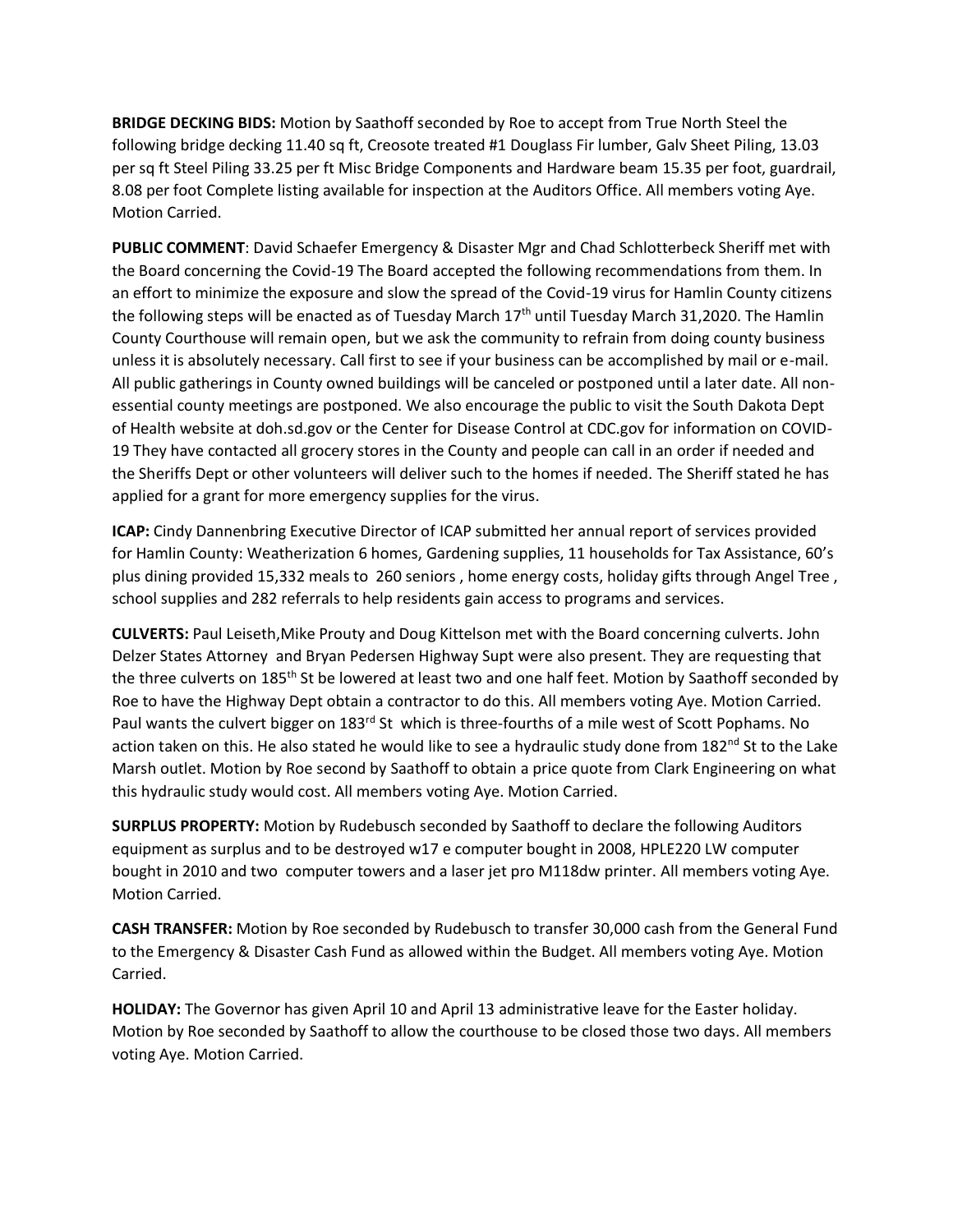**BRIDGE DECKING BIDS:** Motion by Saathoff seconded by Roe to accept from True North Steel the following bridge decking 11.40 sq ft, Creosote treated #1 Douglass Fir lumber, Galv Sheet Piling, 13.03 per sq ft Steel Piling 33.25 per ft Misc Bridge Components and Hardware beam 15.35 per foot, guardrail, 8.08 per foot Complete listing available for inspection at the Auditors Office. All members voting Aye. Motion Carried.

**PUBLIC COMMENT**: David Schaefer Emergency & Disaster Mgr and Chad Schlotterbeck Sheriff met with the Board concerning the Covid-19 The Board accepted the following recommendations from them. In an effort to minimize the exposure and slow the spread of the Covid-19 virus for Hamlin County citizens the following steps will be enacted as of Tuesday March 17th until Tuesday March 31,2020. The Hamlin County Courthouse will remain open, but we ask the community to refrain from doing county business unless it is absolutely necessary. Call first to see if your business can be accomplished by mail or e-mail. All public gatherings in County owned buildings will be canceled or postponed until a later date. All non-essential county meetings are postponed. We also encourage the public to visit the South Dakota Dept of Health website at doh.sd.gov or the Center for Disease Control at CDC.gov for information on COVID-19 They have contacted all grocery stores in the County and people can call in an order if needed and the Sheriffs Dept or other volunteers will deliver such to the homes if needed. The Sheriff stated he has applied for a grant for more emergency supplies for the virus.

**ICAP:** Cindy Dannenbring Executive Director of ICAP submitted her annual report of services provided for Hamlin County: Weatherization 6 homes, Gardening supplies, 11 households for Tax Assistance, 60's plus dining provided 15,332 meals to 260 seniors , home energy costs, holiday gifts through Angel Tree , school supplies and 282 referrals to help residents gain access to programs and services.

**CULVERTS:** Paul Leiseth,Mike Prouty and Doug Kittelson met with the Board concerning culverts. John Delzer States Attorney and Bryan Pedersen Highway Supt were also present. They are requesting that the three culverts on 185th St be lowered at least two and one half feet. Motion by Saathoff seconded by Roe to have the Highway Dept obtain a contractor to do this. All members voting Aye. Motion Carried. Paul wants the culvert bigger on 183rd St which is three-fourths of a mile west of Scott Pophams. No action taken on this. He also stated he would like to see a hydraulic study done from 182nd St to the Lake Marsh outlet. Motion by Roe second by Saathoff to obtain a price quote from Clark Engineering on what this hydraulic study would cost. All members voting Aye. Motion Carried.

**SURPLUS PROPERTY:** Motion by Rudebusch seconded by Saathoff to declare the following Auditors equipment as surplus and to be destroyed w17 e computer bought in 2008, HPLE220 LW computer bought in 2010 and two computer towers and a laser jet pro M118dw printer. All members voting Aye. Motion Carried.

**CASH TRANSFER:** Motion by Roe seconded by Rudebusch to transfer 30,000 cash from the General Fund to the Emergency & Disaster Cash Fund as allowed within the Budget. All members voting Aye. Motion Carried.

**HOLIDAY:** The Governor has given April 10 and April 13 administrative leave for the Easter holiday. Motion by Roe seconded by Saathoff to allow the courthouse to be closed those two days. All members voting Aye. Motion Carried.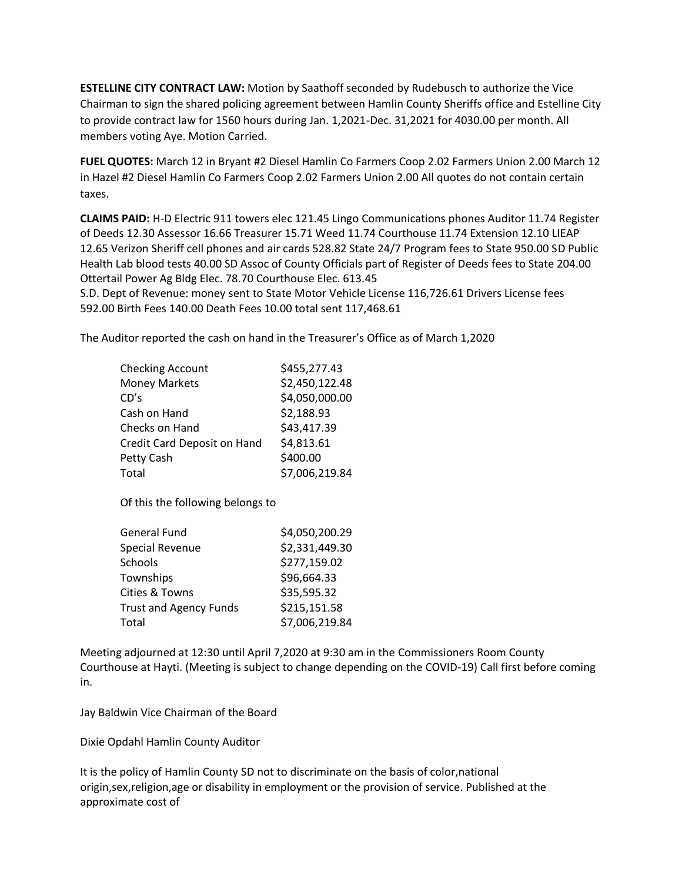**ESTELLINE CITY CONTRACT LAW:** Motion by Saathoff seconded by Rudebusch to authorize the Vice Chairman to sign the shared policing agreement between Hamlin County Sheriffs office and Estelline City to provide contract law for 1560 hours during Jan. 1,2021-Dec. 31,2021 for 4030.00 per month. All members voting Aye. Motion Carried.

**FUEL QUOTES:** March 12 in Bryant #2 Diesel Hamlin Co Farmers Coop 2.02 Farmers Union 2.00 March 12 in Hazel #2 Diesel Hamlin Co Farmers Coop 2.02 Farmers Union 2.00 All quotes do not contain certain taxes.

**CLAIMS PAID:** H-D Electric 911 towers elec 121.45 Lingo Communications phones Auditor 11.74 Register of Deeds 12.30 Assessor 16.66 Treasurer 15.71 Weed 11.74 Courthouse 11.74 Extension 12.10 LIEAP 12.65 Verizon Sheriff cell phones and air cards 528.82 State 24/7 Program fees to State 950.00 SD Public Health Lab blood tests 40.00 SD Assoc of County Officials part of Register of Deeds fees to State 204.00 Ottertail Power Ag Bldg Elec. 78.70 Courthouse Elec. 613.45
S.D. Dept of Revenue: money sent to State Motor Vehicle License 116,726.61 Drivers License fees 592.00 Birth Fees 140.00 Death Fees 10.00 total sent 117,468.61

The Auditor reported the cash on hand in the Treasurer's Office as of March 1,2020

| | |
|---|---|
| Checking Account | $455,277.43 |
| Money Markets | $2,450,122.48 |
| CD's | $4,050,000.00 |
| Cash on Hand | $2,188.93 |
| Checks on Hand | $43,417.39 |
| Credit Card Deposit on Hand | $4,813.61 |
| Petty Cash | $400.00 |
| Total | $7,006,219.84 |

Of this the following belongs to

| | |
|---|---|
| General Fund | $4,050,200.29 |
| Special Revenue | $2,331,449.30 |
| Schools | $277,159.02 |
| Townships | $96,664.33 |
| Cities & Towns | $35,595.32 |
| Trust and Agency Funds | $215,151.58 |
| Total | $7,006,219.84 |

Meeting adjourned at 12:30 until April 7,2020 at 9:30 am in the Commissioners Room County Courthouse at Hayti. (Meeting is subject to change depending on the COVID-19) Call first before coming in.

Jay Baldwin Vice Chairman of the Board

Dixie Opdahl Hamlin County Auditor

It is the policy of Hamlin County SD not to discriminate on the basis of color,national origin,sex,religion,age or disability in employment or the provision of service. Published at the approximate cost of